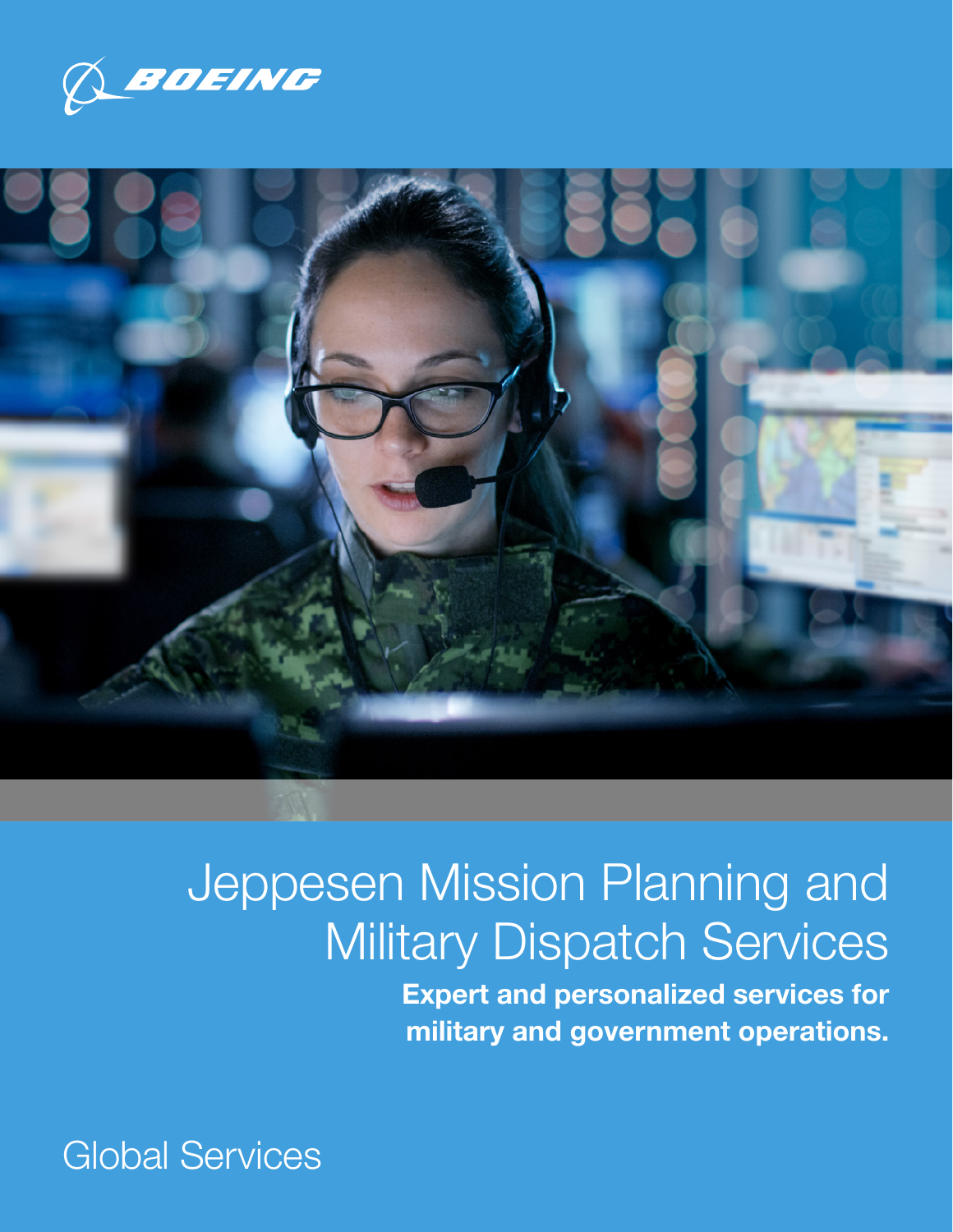BOEING

# Jeppesen Mission Planning and Military Dispatch Services

**Expert and personalized services for military and government operations.**

Global Services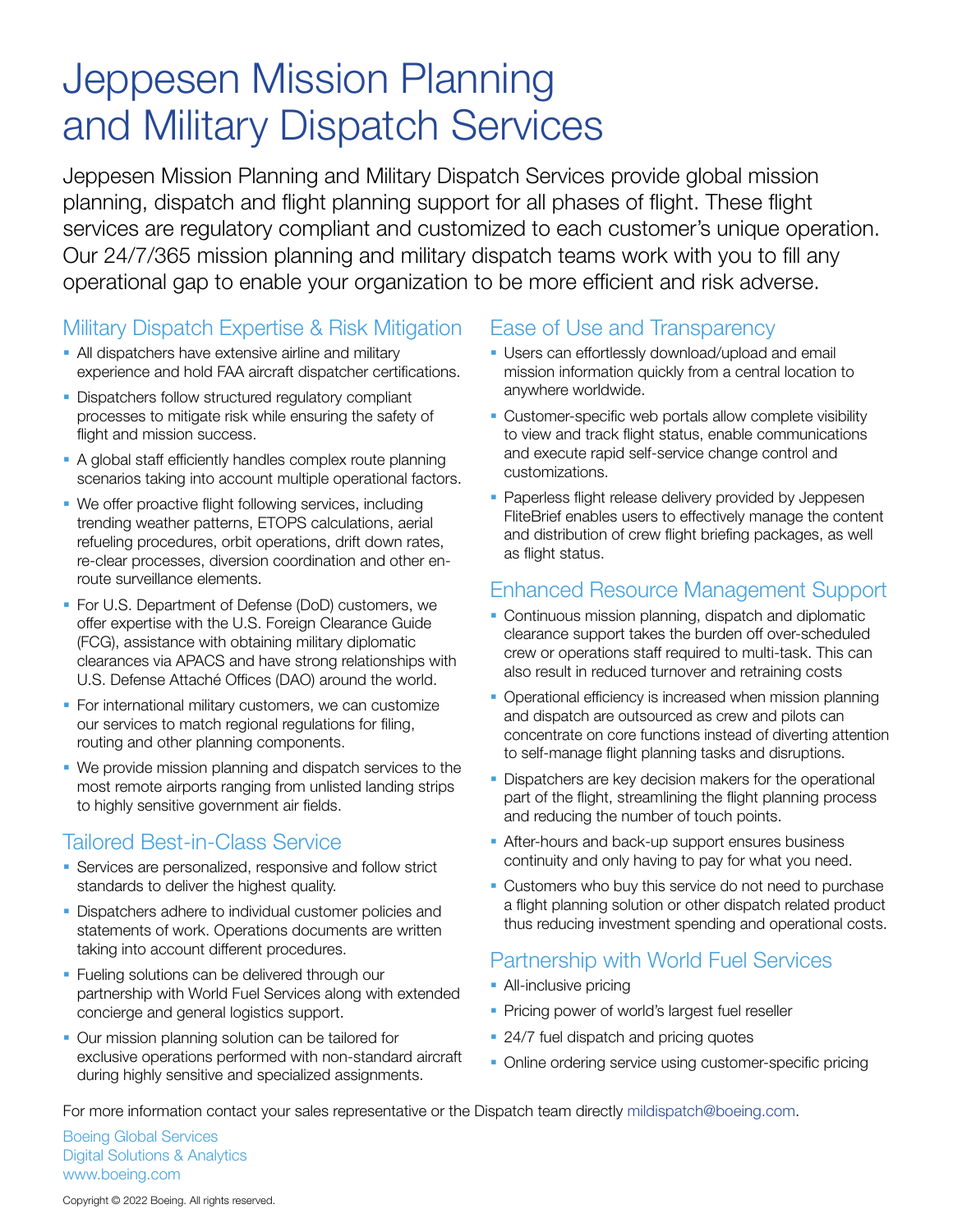# Jeppesen Mission Planning and Military Dispatch Services

Jeppesen Mission Planning and Military Dispatch Services provide global mission planning, dispatch and flight planning support for all phases of flight. These flight services are regulatory compliant and customized to each customer's unique operation. Our 24/7/365 mission planning and military dispatch teams work with you to fill any operational gap to enable your organization to be more efficient and risk adverse.

## Military Dispatch Expertise & Risk Mitigation

- All dispatchers have extensive airline and military experience and hold FAA aircraft dispatcher certifications.
- Dispatchers follow structured regulatory compliant processes to mitigate risk while ensuring the safety of flight and mission success.
- A global staff efficiently handles complex route planning scenarios taking into account multiple operational factors.
- We offer proactive flight following services, including trending weather patterns, ETOPS calculations, aerial refueling procedures, orbit operations, drift down rates, re-clear processes, diversion coordination and other en-route surveillance elements.
- For U.S. Department of Defense (DoD) customers, we offer expertise with the U.S. Foreign Clearance Guide (FCG), assistance with obtaining military diplomatic clearances via APACS and have strong relationships with U.S. Defense Attaché Offices (DAO) around the world.
- For international military customers, we can customize our services to match regional regulations for filing, routing and other planning components.
- We provide mission planning and dispatch services to the most remote airports ranging from unlisted landing strips to highly sensitive government air fields.

## Tailored Best-in-Class Service

- Services are personalized, responsive and follow strict standards to deliver the highest quality.
- Dispatchers adhere to individual customer policies and statements of work. Operations documents are written taking into account different procedures.
- Fueling solutions can be delivered through our partnership with World Fuel Services along with extended concierge and general logistics support.
- Our mission planning solution can be tailored for exclusive operations performed with non-standard aircraft during highly sensitive and specialized assignments.

## Ease of Use and Transparency

- Users can effortlessly download/upload and email mission information quickly from a central location to anywhere worldwide.
- Customer-specific web portals allow complete visibility to view and track flight status, enable communications and execute rapid self-service change control and customizations.
- Paperless flight release delivery provided by Jeppesen FliteBrief enables users to effectively manage the content and distribution of crew flight briefing packages, as well as flight status.

## Enhanced Resource Management Support

- Continuous mission planning, dispatch and diplomatic clearance support takes the burden off over-scheduled crew or operations staff required to multi-task. This can also result in reduced turnover and retraining costs
- Operational efficiency is increased when mission planning and dispatch are outsourced as crew and pilots can concentrate on core functions instead of diverting attention to self-manage flight planning tasks and disruptions.
- Dispatchers are key decision makers for the operational part of the flight, streamlining the flight planning process and reducing the number of touch points.
- After-hours and back-up support ensures business continuity and only having to pay for what you need.
- Customers who buy this service do not need to purchase a flight planning solution or other dispatch related product thus reducing investment spending and operational costs.

## Partnership with World Fuel Services

- All-inclusive pricing
- Pricing power of world's largest fuel reseller
- 24/7 fuel dispatch and pricing quotes
- Online ordering service using customer-specific pricing

For more information contact your sales representative or the Dispatch team directly mildispatch@boeing.com.

Boeing Global Services
Digital Solutions & Analytics
www.boeing.com

Copyright © 2022 Boeing. All rights reserved.